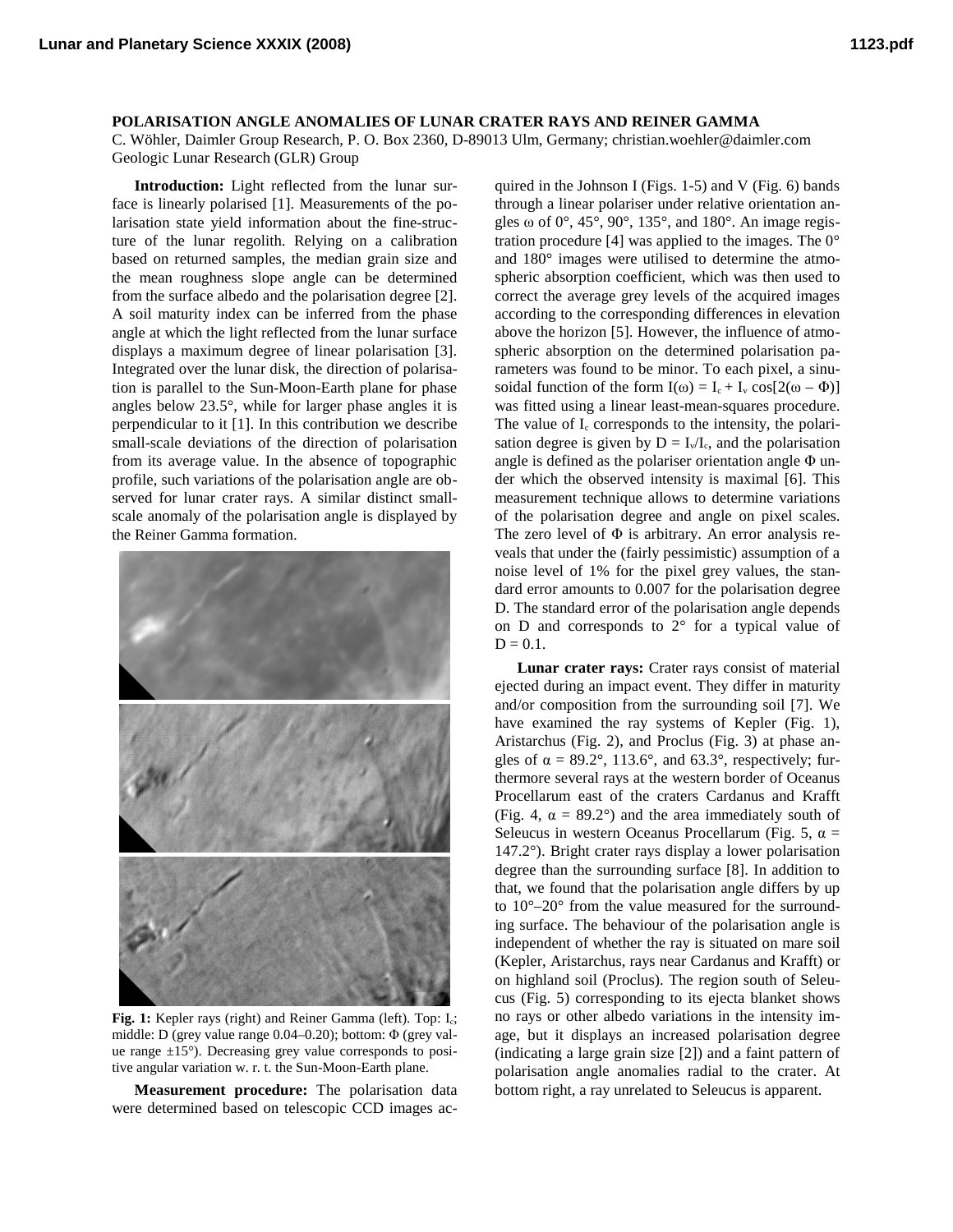# POLARISATION ANGLE ANOMALIES OF LUNAR CRATER RAYS AND REINER GAMMA

C. Wöhler, Daimler Group Research, P. O. Box 2360, D-89013 Ulm, Germany; christian.woehler@daimler.com Geologic Lunar Research (GLR) Group

**Introduction:** Light reflected from the lunar surface is linearly polarised [1]. Measurements of the polarisation state yield information about the fine-structure of the lunar regolith. Relying on a calibration based on returned samples, the median grain size and the mean roughness slope angle can be determined from the surface albedo and the polarisation degree [2]. A soil maturity index can be inferred from the phase angle at which the light reflected from the lunar surface displays a maximum degree of linear polarisation [3]. Integrated over the lunar disk, the direction of polarisation is parallel to the Sun-Moon-Earth plane for phase angles below 23.5°, while for larger phase angles it is perpendicular to it [1]. In this contribution we describe small-scale deviations of the direction of polarisation from its average value. In the absence of topographic profile, such variations of the polarisation angle are observed for lunar crater rays. A similar distinct small-scale anomaly of the polarisation angle is displayed by the Reiner Gamma formation.

**Fig. 1:** Kepler rays (right) and Reiner Gamma (left). Top: $I_c$; middle: D (grey value range 0.04–0.20); bottom: Φ (grey value range ±15°). Decreasing grey value corresponds to positive angular variation w. r. t. the Sun-Moon-Earth plane.

**Measurement procedure:** The polarisation data were determined based on telescopic CCD images acquired in the Johnson I (Figs. 1-5) and V (Fig. 6) bands through a linear polariser under relative orientation angles ω of 0°, 45°, 90°, 135°, and 180°. An image registration procedure [4] was applied to the images. The 0° and 180° images were utilised to determine the atmospheric absorption coefficient, which was then used to correct the average grey levels of the acquired images according to the corresponding differences in elevation above the horizon [5]. However, the influence of atmospheric absorption on the determined polarisation parameters was found to be minor. To each pixel, a sinusoidal function of the form $I(\omega) = I_c + I_v \cos[2(\omega - \Phi)]$ was fitted using a linear least-mean-squares procedure. The value of $I_c$ corresponds to the intensity, the polarisation degree is given by $D = I_v/I_c$, and the polarisation angle is defined as the polariser orientation angle Φ under which the observed intensity is maximal [6]. This measurement technique allows to determine variations of the polarisation degree and angle on pixel scales. The zero level of Φ is arbitrary. An error analysis reveals that under the (fairly pessimistic) assumption of a noise level of 1% for the pixel grey values, the standard error amounts to 0.007 for the polarisation degree D. The standard error of the polarisation angle depends on D and corresponds to 2° for a typical value of $D = 0.1$.

**Lunar crater rays:** Crater rays consist of material ejected during an impact event. They differ in maturity and/or composition from the surrounding soil [7]. We have examined the ray systems of Kepler (Fig. 1), Aristarchus (Fig. 2), and Proclus (Fig. 3) at phase angles of $\alpha$ = 89.2°, 113.6°, and 63.3°, respectively; furthermore several rays at the western border of Oceanus Procellarum east of the craters Cardanus and Krafft (Fig. 4, $\alpha$ = 89.2°) and the area immediately south of Seleucus in western Oceanus Procellarum (Fig. 5, $\alpha$ = 147.2°). Bright crater rays display a lower polarisation degree than the surrounding surface [8]. In addition to that, we found that the polarisation angle differs by up to 10°–20° from the value measured for the surrounding surface. The behaviour of the polarisation angle is independent of whether the ray is situated on mare soil (Kepler, Aristarchus, rays near Cardanus and Krafft) or on highland soil (Proclus). The region south of Seleucus (Fig. 5) corresponding to its ejecta blanket shows no rays or other albedo variations in the intensity image, but it displays an increased polarisation degree (indicating a large grain size [2]) and a faint pattern of polarisation angle anomalies radial to the crater. At bottom right, a ray unrelated to Seleucus is apparent.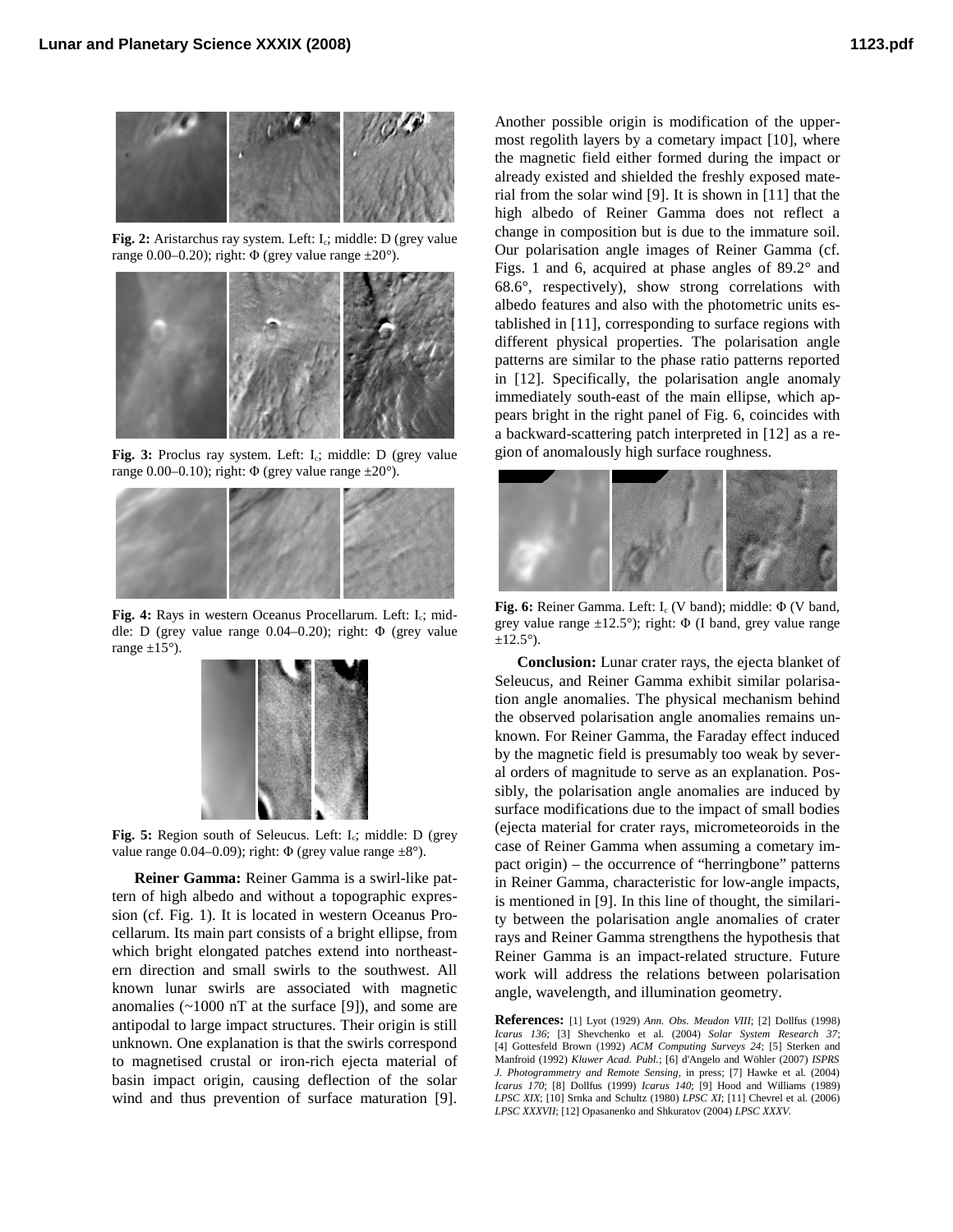**Fig. 2:** Aristarchus ray system. Left: $I_c$; middle: D (grey value range 0.00–0.20); right: $\Phi$ (grey value range ±20°).

**Fig. 3:** Proclus ray system. Left: $I_c$; middle: D (grey value range 0.00–0.10); right: $\Phi$ (grey value range ±20°).

**Fig. 4:** Rays in western Oceanus Procellarum. Left: $I_c$; middle: D (grey value range 0.04–0.20); right: $\Phi$ (grey value range ±15°).

**Fig. 5:** Region south of Seleucus. Left: $I_c$; middle: D (grey value range 0.04–0.09); right: $\Phi$ (grey value range ±8°).

**Reiner Gamma:** Reiner Gamma is a swirl-like pattern of high albedo and without a topographic expression (cf. Fig. 1). It is located in western Oceanus Procellarum. Its main part consists of a bright ellipse, from which bright elongated patches extend into northeastern direction and small swirls to the southwest. All known lunar swirls are associated with magnetic anomalies (~1000 nT at the surface [9]), and some are antipodal to large impact structures. Their origin is still unknown. One explanation is that the swirls correspond to magnetised crustal or iron-rich ejecta material of basin impact origin, causing deflection of the solar wind and thus prevention of surface maturation [9]. Another possible origin is modification of the uppermost regolith layers by a cometary impact [10], where the magnetic field either formed during the impact or already existed and shielded the freshly exposed material from the solar wind [9]. It is shown in [11] that the high albedo of Reiner Gamma does not reflect a change in composition but is due to the immature soil. Our polarisation angle images of Reiner Gamma (cf. Figs. 1 and 6, acquired at phase angles of 89.2° and 68.6°, respectively), show strong correlations with albedo features and also with the photometric units established in [11], corresponding to surface regions with different physical properties. The polarisation angle patterns are similar to the phase ratio patterns reported in [12]. Specifically, the polarisation angle anomaly immediately south-east of the main ellipse, which appears bright in the right panel of Fig. 6, coincides with a backward-scattering patch interpreted in [12] as a region of anomalously high surface roughness.

**Fig. 6:** Reiner Gamma. Left: $I_c$ (V band); middle: $\Phi$ (V band, grey value range ±12.5°); right: $\Phi$ (I band, grey value range ±12.5°).

**Conclusion:** Lunar crater rays, the ejecta blanket of Seleucus, and Reiner Gamma exhibit similar polarisation angle anomalies. The physical mechanism behind the observed polarisation angle anomalies remains unknown. For Reiner Gamma, the Faraday effect induced by the magnetic field is presumably too weak by several orders of magnitude to serve as an explanation. Possibly, the polarisation angle anomalies are induced by surface modifications due to the impact of small bodies (ejecta material for crater rays, micrometeoroids in the case of Reiner Gamma when assuming a cometary impact origin) – the occurrence of "herringbone" patterns in Reiner Gamma, characteristic for low-angle impacts, is mentioned in [9]. In this line of thought, the similarity between the polarisation angle anomalies of crater rays and Reiner Gamma strengthens the hypothesis that Reiner Gamma is an impact-related structure. Future work will address the relations between polarisation angle, wavelength, and illumination geometry.

**References:** [1] Lyot (1929) *Ann. Obs. Meudon VIII*; [2] Dollfus (1998) *Icarus 136*; [3] Shevchenko et al. (2004) *Solar System Research 37*; [4] Gottesfeld Brown (1992) *ACM Computing Surveys 24*; [5] Sterken and Manfroid (1992) *Kluwer Acad. Publ.*; [6] d'Angelo and Wöhler (2007) *ISPRS J. Photogrammetry and Remote Sensing*, in press; [7] Hawke et al. (2004) *Icarus 170*; [8] Dollfus (1999) *Icarus 140*; [9] Hood and Williams (1989) *LPSC XIX*; [10] Srnka and Schultz (1980) *LPSC XI*; [11] Chevrel et al. (2006) *LPSC XXXVII*; [12] Opasanenko and Shkuratov (2004) *LPSC XXXV*.